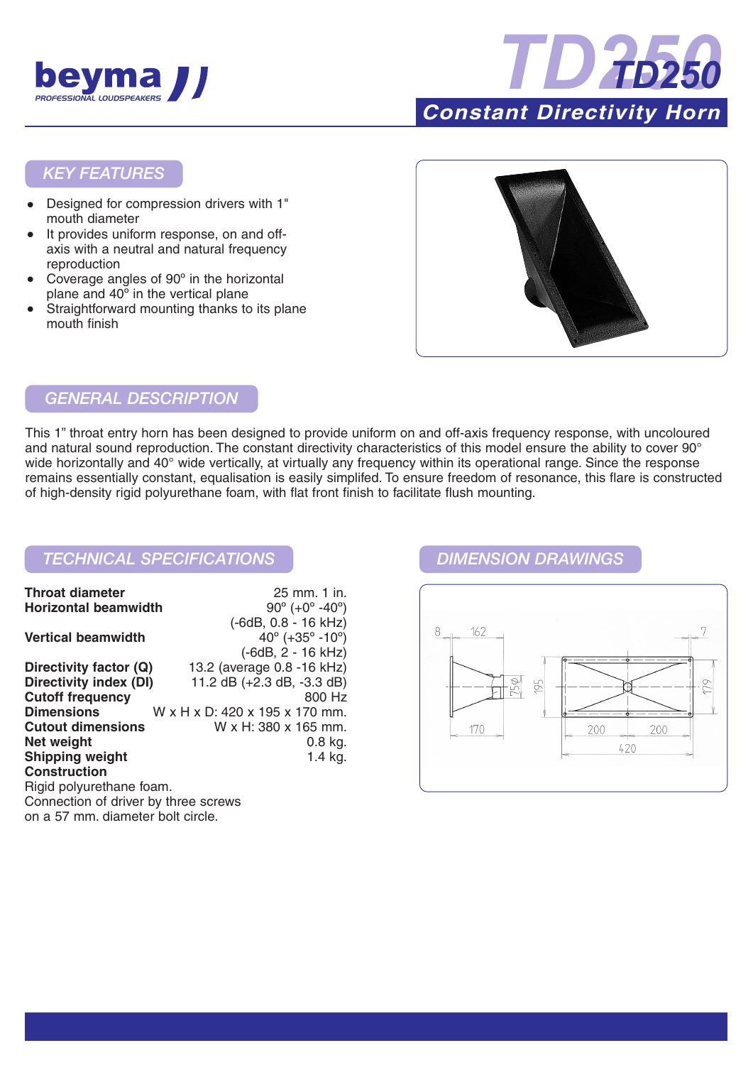beyma
PROFESSIONAL LOUDSPEAKERS

# TD250

## Constant Directivity Horn

## KEY FEATURES

- Designed for compression drivers with 1" mouth diameter
- It provides uniform response, on and off-axis with a neutral and natural frequency reproduction
- Coverage angles of 90º in the horizontal plane and 40º in the vertical plane
- Straightforward mounting thanks to its plane mouth finish

## GENERAL DESCRIPTION

This 1" throat entry horn has been designed to provide uniform on and off-axis frequency response, with uncoloured and natural sound reproduction. The constant directivity characteristics of this model ensure the ability to cover 90° wide horizontally and 40° wide vertically, at virtually any frequency within its operational range. Since the response remains essentially constant, equalisation is easily simplifed. To ensure freedom of resonance, this flare is constructed of high-density rigid polyurethane foam, with flat front finish to facilitate flush mounting.

## TECHNICAL SPECIFICATIONS

| | |
|---|---|
| **Throat diameter** | 25 mm. 1 in. |
| **Horizontal beamwidth** | 90º (+0º -40º) (-6dB, 0.8 - 16 kHz) |
| **Vertical beamwidth** | 40º (+35º -10º) (-6dB, 2 - 16 kHz) |
| **Directivity factor (Q)** | 13.2 (average 0.8 -16 kHz) |
| **Directivity index (DI)** | 11.2 dB (+2.3 dB, -3.3 dB) |
| **Cutoff frequency** | 800 Hz |
| **Dimensions** | W x H x D: 420 x 195 x 170 mm. |
| **Cutout dimensions** | W x H: 380 x 165 mm. |
| **Net weight** | 0.8 kg. |
| **Shipping weight** | 1.4 kg. |

**Construction**

Rigid polyurethane foam.
Connection of driver by three screws on a 57 mm. diameter bolt circle.

## DIMENSION DRAWINGS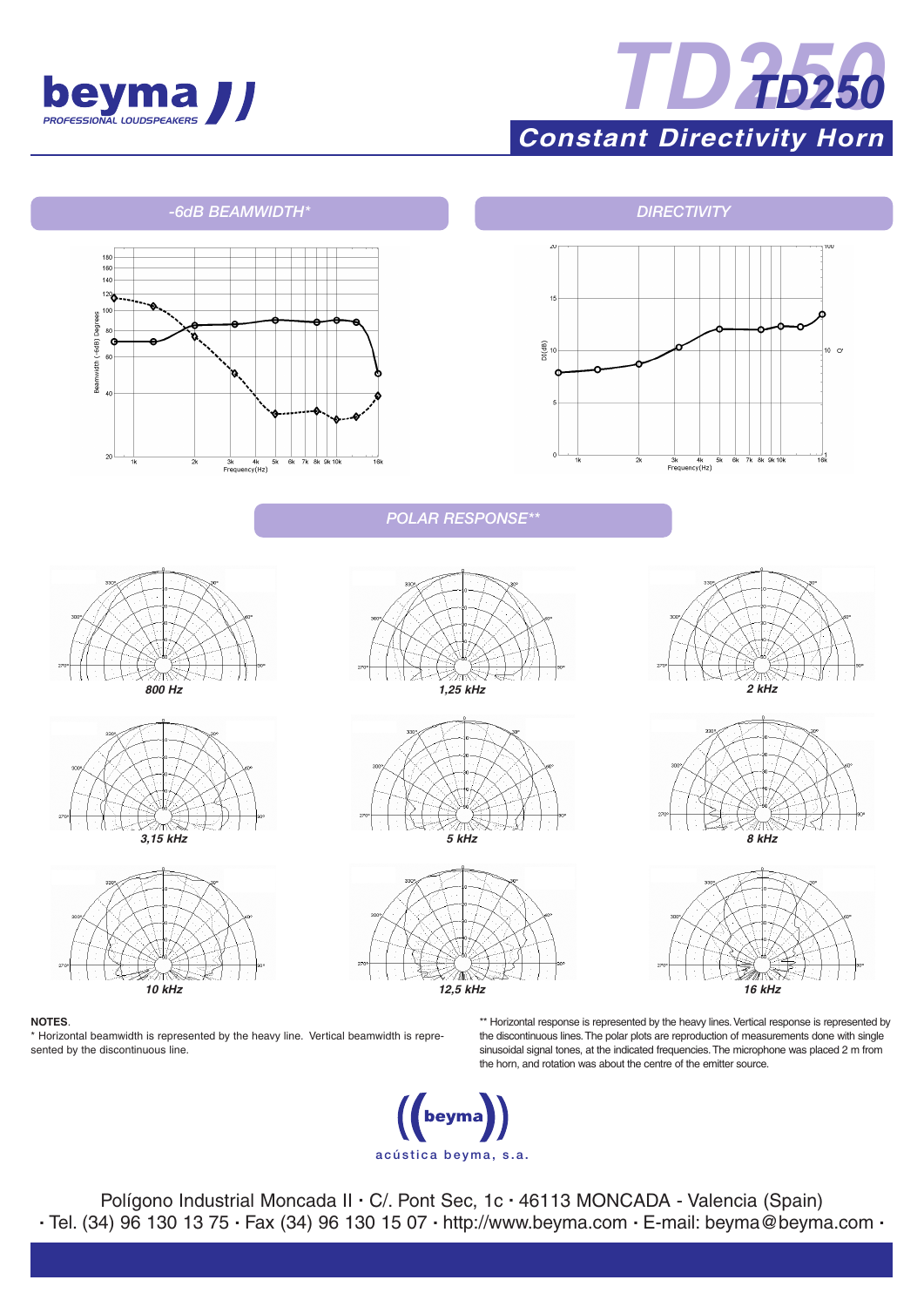# TD250

## Constant Directivity Horn

### -6dB BEAMWIDTH*

Beamwidth (-6dB) Degrees

180
160
140
120
100
80
60
40
20

1k 2k 3k 4k 5k 6k 7k 8k 9k 10k 16k

Frequency(Hz)

### DIRECTIVITY

DI(dB)

20
15
10
5
0

Q

100
10
1

1k 2k 3k 4k 5k 6k 7k 8k 9k 10k 16k

Frequency(Hz)

### POLAR RESPONSE**

800 Hz

1,25 kHz

2 kHz

3,15 kHz

5 kHz

8 kHz

10 kHz

12,5 kHz

16 kHz

**NOTES**.

* Horizontal beamwidth is represented by the heavy line. Vertical beamwidth is represented by the discontinuous line.

** Horizontal response is represented by the heavy lines. Vertical response is represented by the discontinuous lines. The polar plots are reproduction of measurements done with single sinusoidal signal tones, at the indicated frequencies. The microphone was placed 2 m from the horn, and rotation was about the centre of the emitter source.

acústica beyma, s.a.

Polígono Industrial Moncada II · C/. Pont Sec, 1c · 46113 MONCADA - Valencia (Spain)
· Tel. (34) 96 130 13 75 · Fax (34) 96 130 15 07 · http://www.beyma.com · E-mail: beyma@beyma.com ·